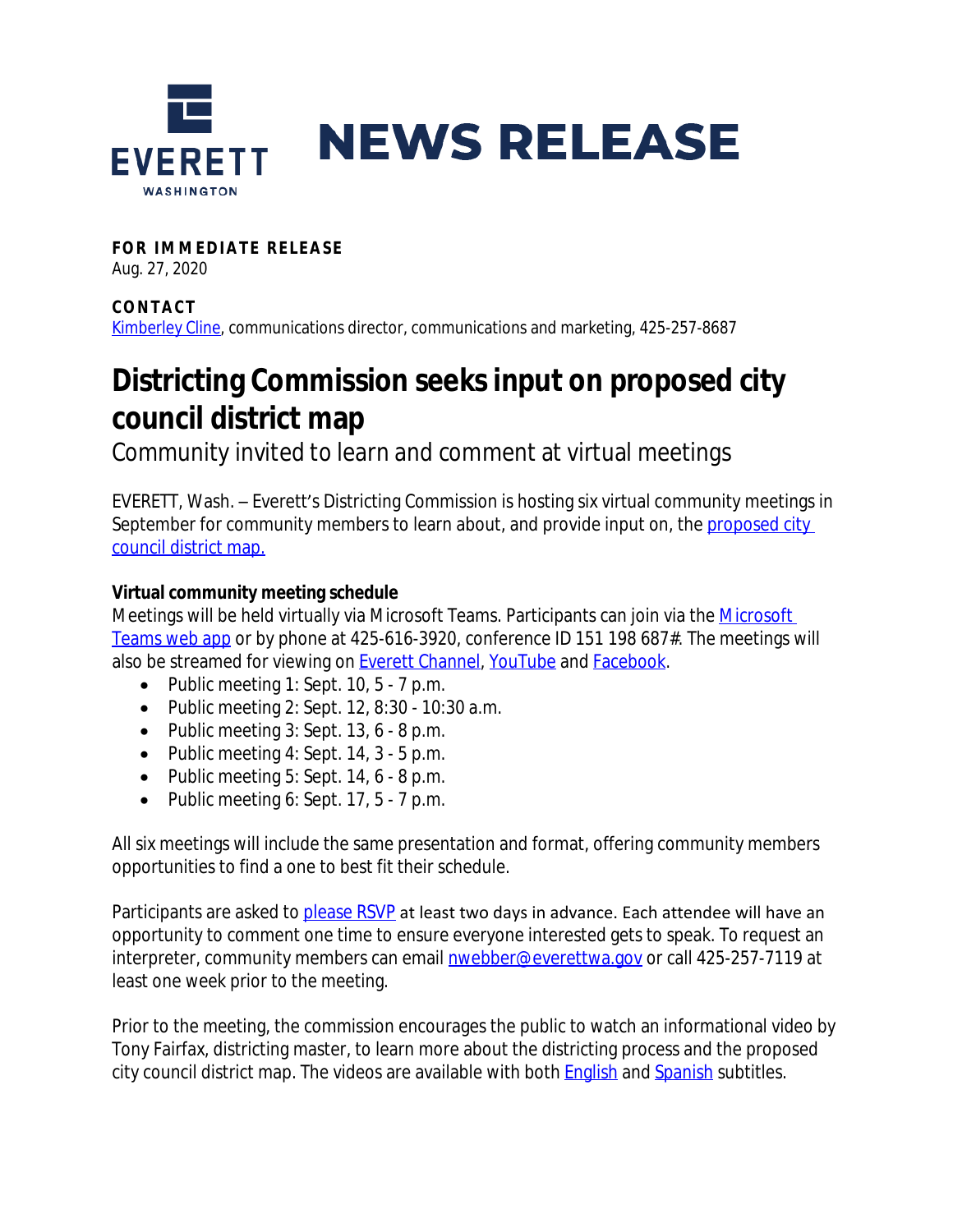# NEWS RELEASE

**FOR IMMEDIATE RELEASE**
Aug. 27, 2020

**CONTACT**
Kimberley Cline, communications director, communications and marketing, 425-257-8687

# Districting Commission seeks input on proposed city council district map

## Community invited to learn and comment at virtual meetings

EVERETT, Wash. – Everett's Districting Commission is hosting six virtual community meetings in September for community members to learn about, and provide input on, the proposed city council district map.

**Virtual community meeting schedule**

Meetings will be held virtually via Microsoft Teams. Participants can join via the Microsoft Teams web app or by phone at 425-616-3920, conference ID 151 198 687#. The meetings will also be streamed for viewing on Everett Channel, YouTube and Facebook.

- Public meeting 1: Sept. 10, 5 - 7 p.m.
- Public meeting 2: Sept. 12, 8:30 - 10:30 a.m.
- Public meeting 3: Sept. 13, 6 - 8 p.m.
- Public meeting 4: Sept. 14, 3 - 5 p.m.
- Public meeting 5: Sept. 14, 6 - 8 p.m.
- Public meeting 6: Sept. 17, 5 - 7 p.m.

All six meetings will include the same presentation and format, offering community members opportunities to find a one to best fit their schedule.

Participants are asked to please RSVP at least two days in advance. Each attendee will have an opportunity to comment one time to ensure everyone interested gets to speak. To request an interpreter, community members can email nwebber@everettwa.gov or call 425-257-7119 at least one week prior to the meeting.

Prior to the meeting, the commission encourages the public to watch an informational video by Tony Fairfax, districting master, to learn more about the districting process and the proposed city council district map. The videos are available with both English and Spanish subtitles.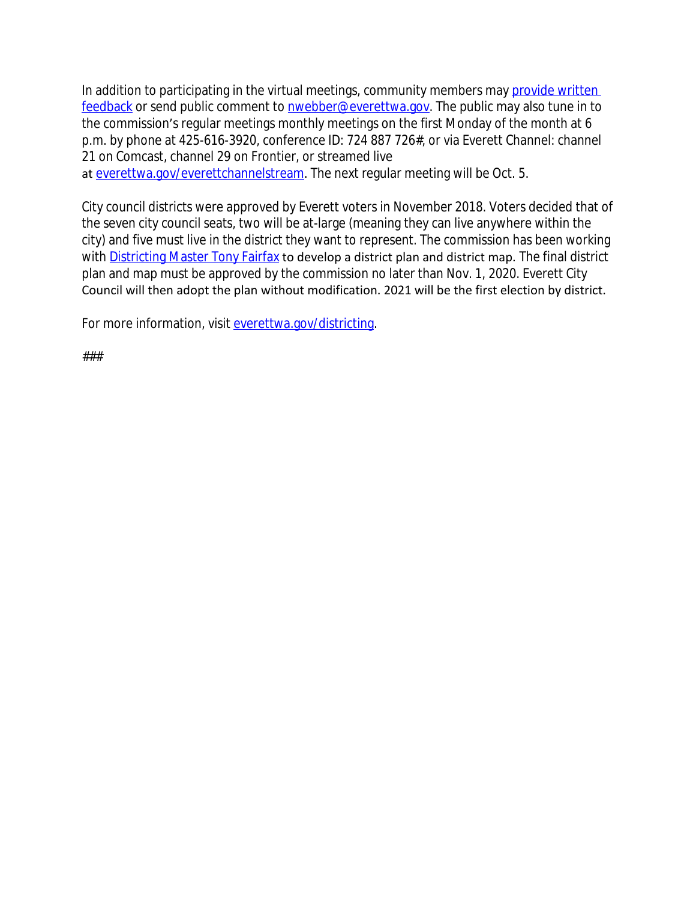In addition to participating in the virtual meetings, community members may [provide written feedback]() or send public comment to [nwebber@everettwa.gov](mailto:nwebber@everettwa.gov). The public may also tune in to the commission's regular meetings monthly meetings on the first Monday of the month at 6 p.m. by phone at 425-616-3920, conference ID: 724 887 726#, or via Everett Channel: channel 21 on Comcast, channel 29 on Frontier, or streamed live at [everettwa.gov/everettchannelstream](). The next regular meeting will be Oct. 5.

City council districts were approved by Everett voters in November 2018. Voters decided that of the seven city council seats, two will be at-large (meaning they can live anywhere within the city) and five must live in the district they want to represent. The commission has been working with [Districting Master Tony Fairfax]() to develop a district plan and district map. The final district plan and map must be approved by the commission no later than Nov. 1, 2020. Everett City Council will then adopt the plan without modification. 2021 will be the first election by district.

For more information, visit [everettwa.gov/districting]().

###